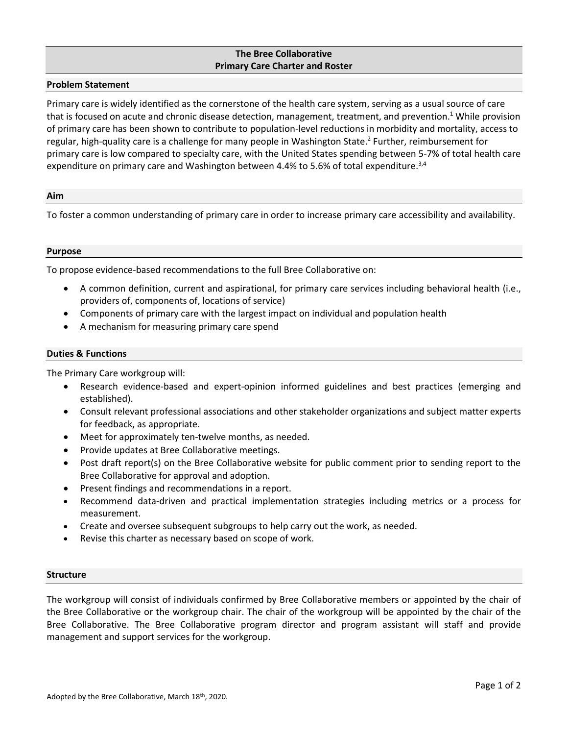# The Bree Collaborative
# Primary Care Charter and Roster

## Problem Statement

Primary care is widely identified as the cornerstone of the health care system, serving as a usual source of care that is focused on acute and chronic disease detection, management, treatment, and prevention.[1] While provision of primary care has been shown to contribute to population-level reductions in morbidity and mortality, access to regular, high-quality care is a challenge for many people in Washington State.[2] Further, reimbursement for primary care is low compared to specialty care, with the United States spending between 5-7% of total health care expenditure on primary care and Washington between 4.4% to 5.6% of total expenditure.[3,4]

## Aim

To foster a common understanding of primary care in order to increase primary care accessibility and availability.

## Purpose

To propose evidence-based recommendations to the full Bree Collaborative on:

- A common definition, current and aspirational, for primary care services including behavioral health (i.e., providers of, components of, locations of service)
- Components of primary care with the largest impact on individual and population health
- A mechanism for measuring primary care spend

## Duties & Functions

The Primary Care workgroup will:

- Research evidence-based and expert-opinion informed guidelines and best practices (emerging and established).
- Consult relevant professional associations and other stakeholder organizations and subject matter experts for feedback, as appropriate.
- Meet for approximately ten-twelve months, as needed.
- Provide updates at Bree Collaborative meetings.
- Post draft report(s) on the Bree Collaborative website for public comment prior to sending report to the Bree Collaborative for approval and adoption.
- Present findings and recommendations in a report.
- Recommend data-driven and practical implementation strategies including metrics or a process for measurement.
- Create and oversee subsequent subgroups to help carry out the work, as needed.
- Revise this charter as necessary based on scope of work.

## Structure

The workgroup will consist of individuals confirmed by Bree Collaborative members or appointed by the chair of the Bree Collaborative or the workgroup chair. The chair of the workgroup will be appointed by the chair of the Bree Collaborative. The Bree Collaborative program director and program assistant will staff and provide management and support services for the workgroup.

Adopted by the Bree Collaborative, March 18th, 2020.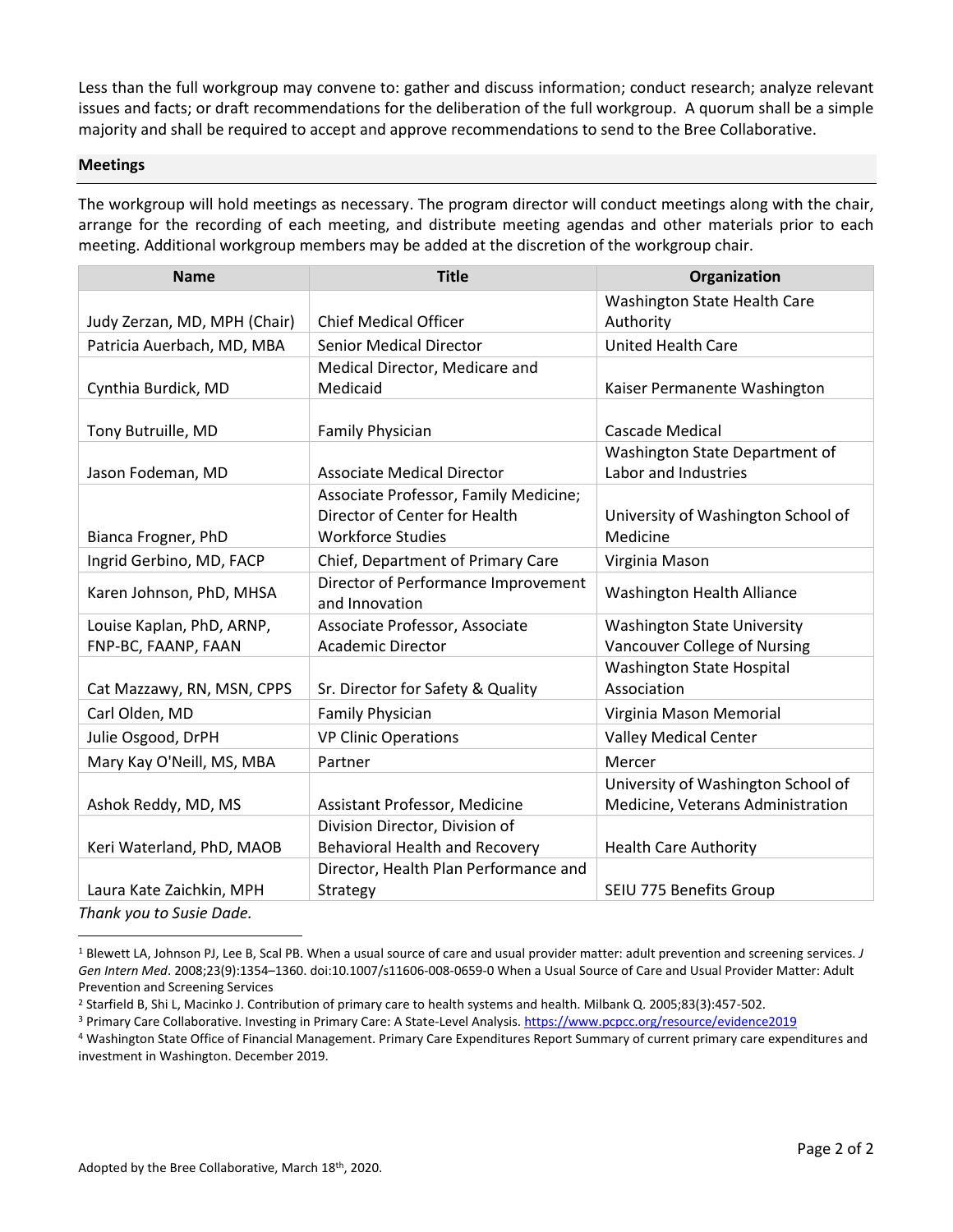Less than the full workgroup may convene to: gather and discuss information; conduct research; analyze relevant issues and facts; or draft recommendations for the deliberation of the full workgroup. A quorum shall be a simple majority and shall be required to accept and approve recommendations to send to the Bree Collaborative.

## Meetings

The workgroup will hold meetings as necessary. The program director will conduct meetings along with the chair, arrange for the recording of each meeting, and distribute meeting agendas and other materials prior to each meeting. Additional workgroup members may be added at the discretion of the workgroup chair.

| Name | Title | Organization |
|---|---|---|
| Judy Zerzan, MD, MPH (Chair) | Chief Medical Officer | Washington State Health Care Authority |
| Patricia Auerbach, MD, MBA | Senior Medical Director | United Health Care |
| Cynthia Burdick, MD | Medical Director, Medicare and Medicaid | Kaiser Permanente Washington |
| Tony Butruille, MD | Family Physician | Cascade Medical |
| Jason Fodeman, MD | Associate Medical Director | Washington State Department of Labor and Industries |
| Bianca Frogner, PhD | Associate Professor, Family Medicine; Director of Center for Health Workforce Studies | University of Washington School of Medicine |
| Ingrid Gerbino, MD, FACP | Chief, Department of Primary Care | Virginia Mason |
| Karen Johnson, PhD, MHSA | Director of Performance Improvement and Innovation | Washington Health Alliance |
| Louise Kaplan, PhD, ARNP, FNP-BC, FAANP, FAAN | Associate Professor, Associate Academic Director | Washington State University Vancouver College of Nursing |
| Cat Mazzawy, RN, MSN, CPPS | Sr. Director for Safety & Quality | Washington State Hospital Association |
| Carl Olden, MD | Family Physician | Virginia Mason Memorial |
| Julie Osgood, DrPH | VP Clinic Operations | Valley Medical Center |
| Mary Kay O'Neill, MS, MBA | Partner | Mercer |
| Ashok Reddy, MD, MS | Assistant Professor, Medicine | University of Washington School of Medicine, Veterans Administration |
| Keri Waterland, PhD, MAOB | Division Director, Division of Behavioral Health and Recovery | Health Care Authority |
| Laura Kate Zaichkin, MPH | Director, Health Plan Performance and Strategy | SEIU 775 Benefits Group |

*Thank you to Susie Dade.*

---

[1] Blewett LA, Johnson PJ, Lee B, Scal PB. When a usual source of care and usual provider matter: adult prevention and screening services. *J Gen Intern Med*. 2008;23(9):1354–1360. doi:10.1007/s11606-008-0659-0 When a Usual Source of Care and Usual Provider Matter: Adult Prevention and Screening Services

[2] Starfield B, Shi L, Macinko J. Contribution of primary care to health systems and health. Milbank Q. 2005;83(3):457-502.

[3] Primary Care Collaborative. Investing in Primary Care: A State-Level Analysis. https://www.pcpcc.org/resource/evidence2019

[4] Washington State Office of Financial Management. Primary Care Expenditures Report Summary of current primary care expenditures and investment in Washington. December 2019.

Adopted by the Bree Collaborative, March 18th, 2020.